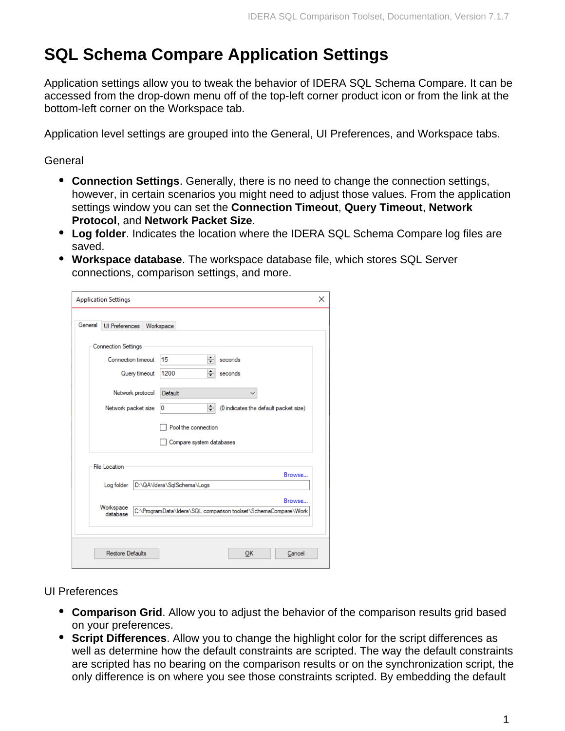# SQL Schema Compare Application Settings

Application settings allow you to tweak the behavior of IDERA SQL Schema Compare. It can be accessed from the drop-down menu off of the top-left corner product icon or from the link at the bottom-left corner on the Workspace tab.

Application level settings are grouped into the General, UI Preferences, and Workspace tabs.

General

- **Connection Settings**. Generally, there is no need to change the connection settings, however, in certain scenarios you might need to adjust those values. From the application settings window you can set the **Connection Timeout**, **Query Timeout**, **Network Protocol**, and **Network Packet Size**.
- **Log folder**. Indicates the location where the IDERA SQL Schema Compare log files are saved.
- **Workspace database**. The workspace database file, which stores SQL Server connections, comparison settings, and more.

UI Preferences

- **Comparison Grid**. Allow you to adjust the behavior of the comparison results grid based on your preferences.
- **Script Differences**. Allow you to change the highlight color for the script differences as well as determine how the default constraints are scripted. The way the default constraints are scripted has no bearing on the comparison results or on the synchronization script, the only difference is on where you see those constraints scripted. By embedding the default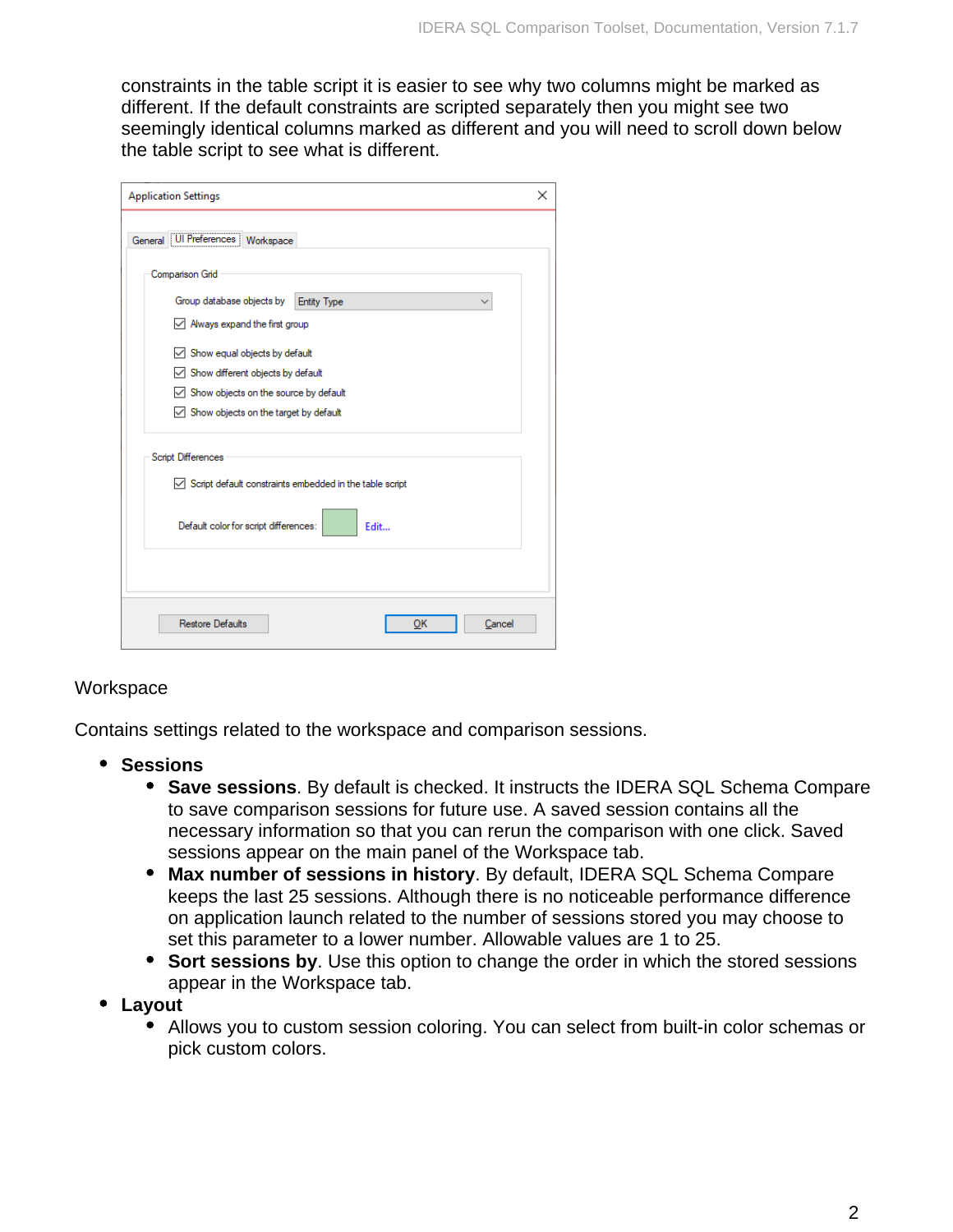constraints in the table script it is easier to see why two columns might be marked as different. If the default constraints are scripted separately then you might see two seemingly identical columns marked as different and you will need to scroll down below the table script to see what is different.

Workspace

Contains settings related to the workspace and comparison sessions.

- **Sessions**
  - **Save sessions**. By default is checked. It instructs the IDERA SQL Schema Compare to save comparison sessions for future use. A saved session contains all the necessary information so that you can rerun the comparison with one click. Saved sessions appear on the main panel of the Workspace tab.
  - **Max number of sessions in history**. By default, IDERA SQL Schema Compare keeps the last 25 sessions. Although there is no noticeable performance difference on application launch related to the number of sessions stored you may choose to set this parameter to a lower number. Allowable values are 1 to 25.
  - **Sort sessions by**. Use this option to change the order in which the stored sessions appear in the Workspace tab.
- **Layout**
  - Allows you to custom session coloring. You can select from built-in color schemas or pick custom colors.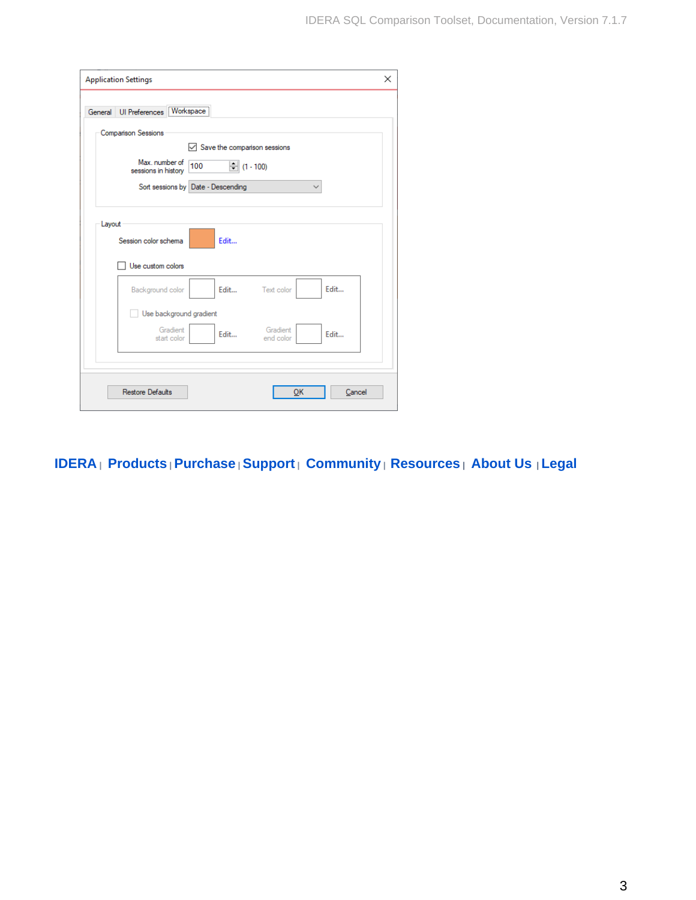IDERA | Products | Purchase | Support | Community | Resources | About Us | Legal